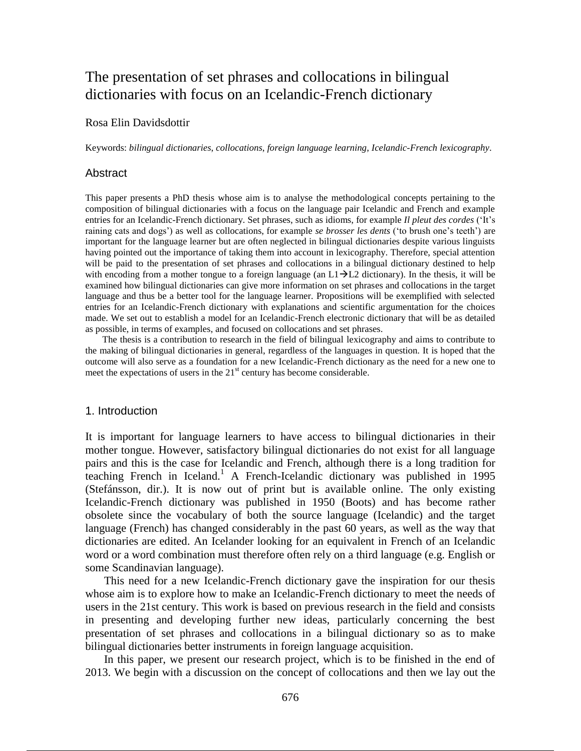# The presentation of set phrases and collocations in bilingual dictionaries with focus on an Icelandic-French dictionary

Rosa Elin Davidsdottir

Keywords: *bilingual dictionaries*, *collocations*, *foreign language learning*, *Icelandic-French lexicography*.

## Abstract

This paper presents a PhD thesis whose aim is to analyse the methodological concepts pertaining to the composition of bilingual dictionaries with a focus on the language pair Icelandic and French and example entries for an Icelandic-French dictionary. Set phrases, such as idioms, for example *Il pleut des cordes* ('It's raining cats and dogs') as well as collocations, for example *se brosser les dents* ('to brush one's teeth') are important for the language learner but are often neglected in bilingual dictionaries despite various linguists having pointed out the importance of taking them into account in lexicography. Therefore, special attention will be paid to the presentation of set phrases and collocations in a bilingual dictionary destined to help with encoding from a mother tongue to a foreign language (an L1→L2 dictionary). In the thesis, it will be examined how bilingual dictionaries can give more information on set phrases and collocations in the target language and thus be a better tool for the language learner. Propositions will be exemplified with selected entries for an Icelandic-French dictionary with explanations and scientific argumentation for the choices made. We set out to establish a model for an Icelandic-French electronic dictionary that will be as detailed as possible, in terms of examples, and focused on collocations and set phrases.

The thesis is a contribution to research in the field of bilingual lexicography and aims to contribute to the making of bilingual dictionaries in general, regardless of the languages in question. It is hoped that the outcome will also serve as a foundation for a new Icelandic-French dictionary as the need for a new one to meet the expectations of users in the 21st century has become considerable.

## 1. Introduction

It is important for language learners to have access to bilingual dictionaries in their mother tongue. However, satisfactory bilingual dictionaries do not exist for all language pairs and this is the case for Icelandic and French, although there is a long tradition for teaching French in Iceland.[1] A French-Icelandic dictionary was published in 1995 (Stefánsson, dir.). It is now out of print but is available online. The only existing Icelandic-French dictionary was published in 1950 (Boots) and has become rather obsolete since the vocabulary of both the source language (Icelandic) and the target language (French) has changed considerably in the past 60 years, as well as the way that dictionaries are edited. An Icelander looking for an equivalent in French of an Icelandic word or a word combination must therefore often rely on a third language (e.g. English or some Scandinavian language).

This need for a new Icelandic-French dictionary gave the inspiration for our thesis whose aim is to explore how to make an Icelandic-French dictionary to meet the needs of users in the 21st century. This work is based on previous research in the field and consists in presenting and developing further new ideas, particularly concerning the best presentation of set phrases and collocations in a bilingual dictionary so as to make bilingual dictionaries better instruments in foreign language acquisition.

In this paper, we present our research project, which is to be finished in the end of 2013. We begin with a discussion on the concept of collocations and then we lay out the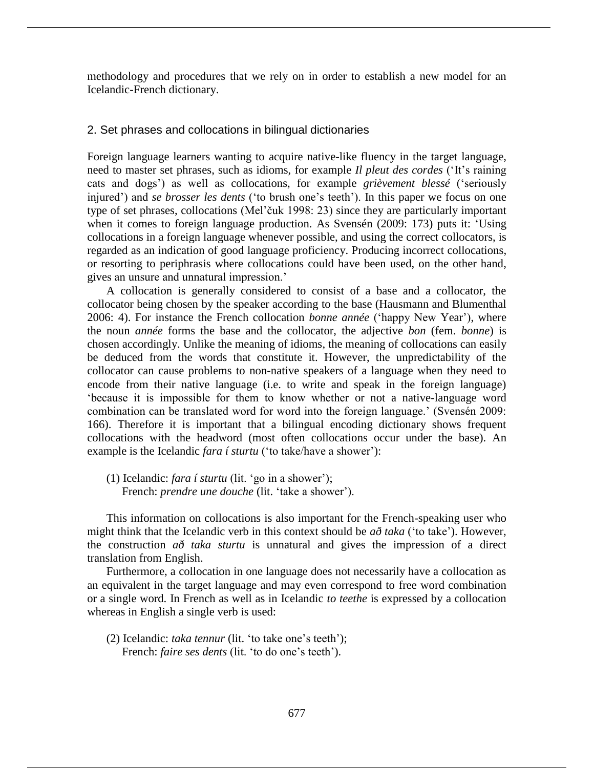methodology and procedures that we rely on in order to establish a new model for an Icelandic-French dictionary.

## 2. Set phrases and collocations in bilingual dictionaries

Foreign language learners wanting to acquire native-like fluency in the target language, need to master set phrases, such as idioms, for example *Il pleut des cordes* ('It's raining cats and dogs') as well as collocations, for example *grièvement blessé* ('seriously injured') and *se brosser les dents* ('to brush one's teeth'). In this paper we focus on one type of set phrases, collocations (Mel'čuk 1998: 23) since they are particularly important when it comes to foreign language production. As Svensén (2009: 173) puts it: 'Using collocations in a foreign language whenever possible, and using the correct collocators, is regarded as an indication of good language proficiency. Producing incorrect collocations, or resorting to periphrasis where collocations could have been used, on the other hand, gives an unsure and unnatural impression.'

A collocation is generally considered to consist of a base and a collocator, the collocator being chosen by the speaker according to the base (Hausmann and Blumenthal 2006: 4). For instance the French collocation *bonne année* ('happy New Year'), where the noun *année* forms the base and the collocator, the adjective *bon* (fem. *bonne*) is chosen accordingly. Unlike the meaning of idioms, the meaning of collocations can easily be deduced from the words that constitute it. However, the unpredictability of the collocator can cause problems to non-native speakers of a language when they need to encode from their native language (i.e. to write and speak in the foreign language) 'because it is impossible for them to know whether or not a native-language word combination can be translated word for word into the foreign language.' (Svensén 2009: 166). Therefore it is important that a bilingual encoding dictionary shows frequent collocations with the headword (most often collocations occur under the base). An example is the Icelandic *fara í sturtu* ('to take/have a shower'):

(1) Icelandic: *fara í sturtu* (lit. 'go in a shower');
French: *prendre une douche* (lit. 'take a shower').

This information on collocations is also important for the French-speaking user who might think that the Icelandic verb in this context should be *að taka* ('to take'). However, the construction *að taka sturtu* is unnatural and gives the impression of a direct translation from English.

Furthermore, a collocation in one language does not necessarily have a collocation as an equivalent in the target language and may even correspond to free word combination or a single word. In French as well as in Icelandic *to teethe* is expressed by a collocation whereas in English a single verb is used:

(2) Icelandic: *taka tennur* (lit. 'to take one's teeth');
French: *faire ses dents* (lit. 'to do one's teeth').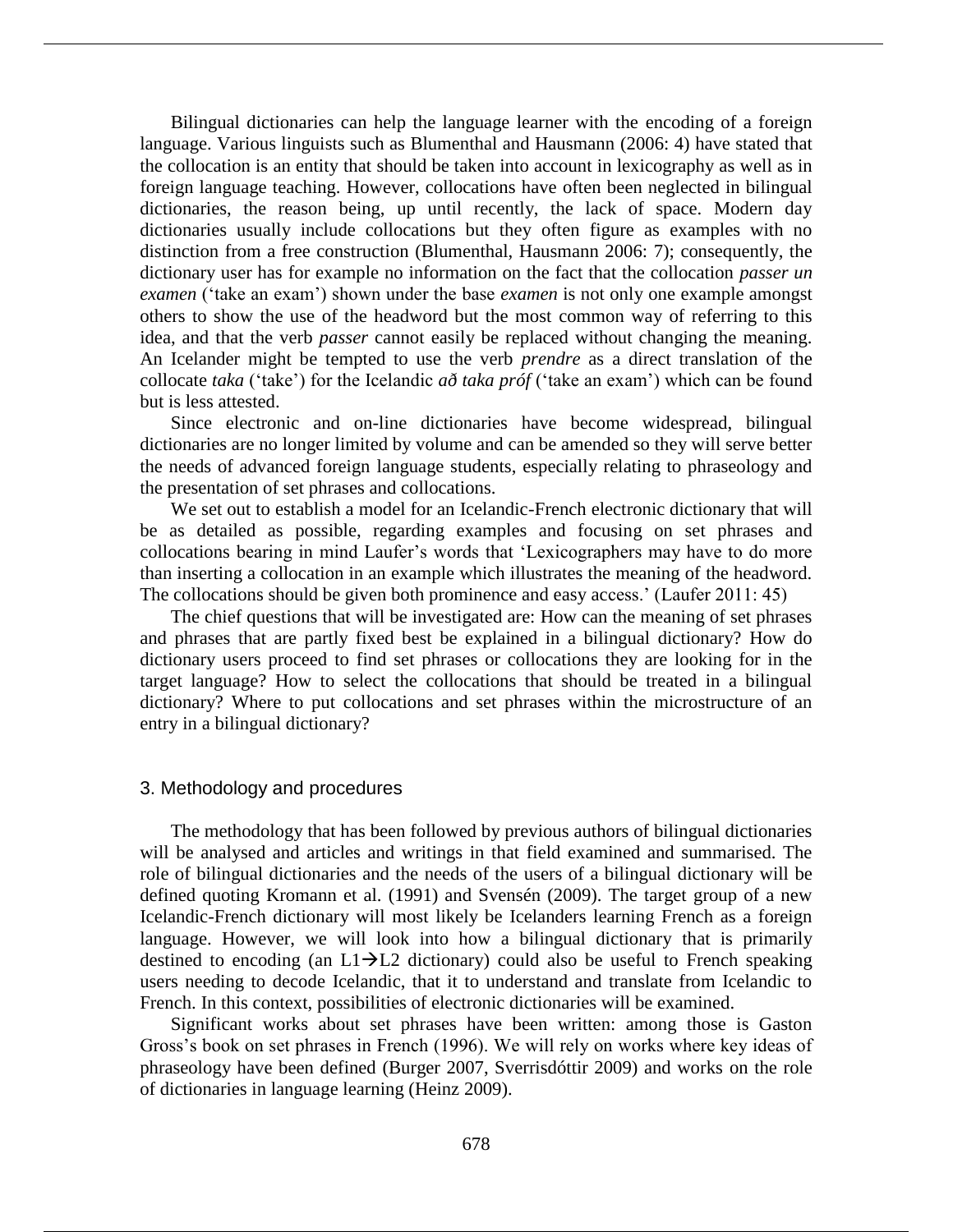Bilingual dictionaries can help the language learner with the encoding of a foreign language. Various linguists such as Blumenthal and Hausmann (2006: 4) have stated that the collocation is an entity that should be taken into account in lexicography as well as in foreign language teaching. However, collocations have often been neglected in bilingual dictionaries, the reason being, up until recently, the lack of space. Modern day dictionaries usually include collocations but they often figure as examples with no distinction from a free construction (Blumenthal, Hausmann 2006: 7); consequently, the dictionary user has for example no information on the fact that the collocation *passer un examen* ('take an exam') shown under the base *examen* is not only one example amongst others to show the use of the headword but the most common way of referring to this idea, and that the verb *passer* cannot easily be replaced without changing the meaning. An Icelander might be tempted to use the verb *prendre* as a direct translation of the collocate *taka* ('take') for the Icelandic *að taka próf* ('take an exam') which can be found but is less attested.

Since electronic and on-line dictionaries have become widespread, bilingual dictionaries are no longer limited by volume and can be amended so they will serve better the needs of advanced foreign language students, especially relating to phraseology and the presentation of set phrases and collocations.

We set out to establish a model for an Icelandic-French electronic dictionary that will be as detailed as possible, regarding examples and focusing on set phrases and collocations bearing in mind Laufer's words that 'Lexicographers may have to do more than inserting a collocation in an example which illustrates the meaning of the headword. The collocations should be given both prominence and easy access.' (Laufer 2011: 45)

The chief questions that will be investigated are: How can the meaning of set phrases and phrases that are partly fixed best be explained in a bilingual dictionary? How do dictionary users proceed to find set phrases or collocations they are looking for in the target language? How to select the collocations that should be treated in a bilingual dictionary? Where to put collocations and set phrases within the microstructure of an entry in a bilingual dictionary?

## 3. Methodology and procedures

The methodology that has been followed by previous authors of bilingual dictionaries will be analysed and articles and writings in that field examined and summarised. The role of bilingual dictionaries and the needs of the users of a bilingual dictionary will be defined quoting Kromann et al. (1991) and Svensén (2009). The target group of a new Icelandic-French dictionary will most likely be Icelanders learning French as a foreign language. However, we will look into how a bilingual dictionary that is primarily destined to encoding (an L1→L2 dictionary) could also be useful to French speaking users needing to decode Icelandic, that it to understand and translate from Icelandic to French. In this context, possibilities of electronic dictionaries will be examined.

Significant works about set phrases have been written: among those is Gaston Gross's book on set phrases in French (1996). We will rely on works where key ideas of phraseology have been defined (Burger 2007, Sverrisdóttir 2009) and works on the role of dictionaries in language learning (Heinz 2009).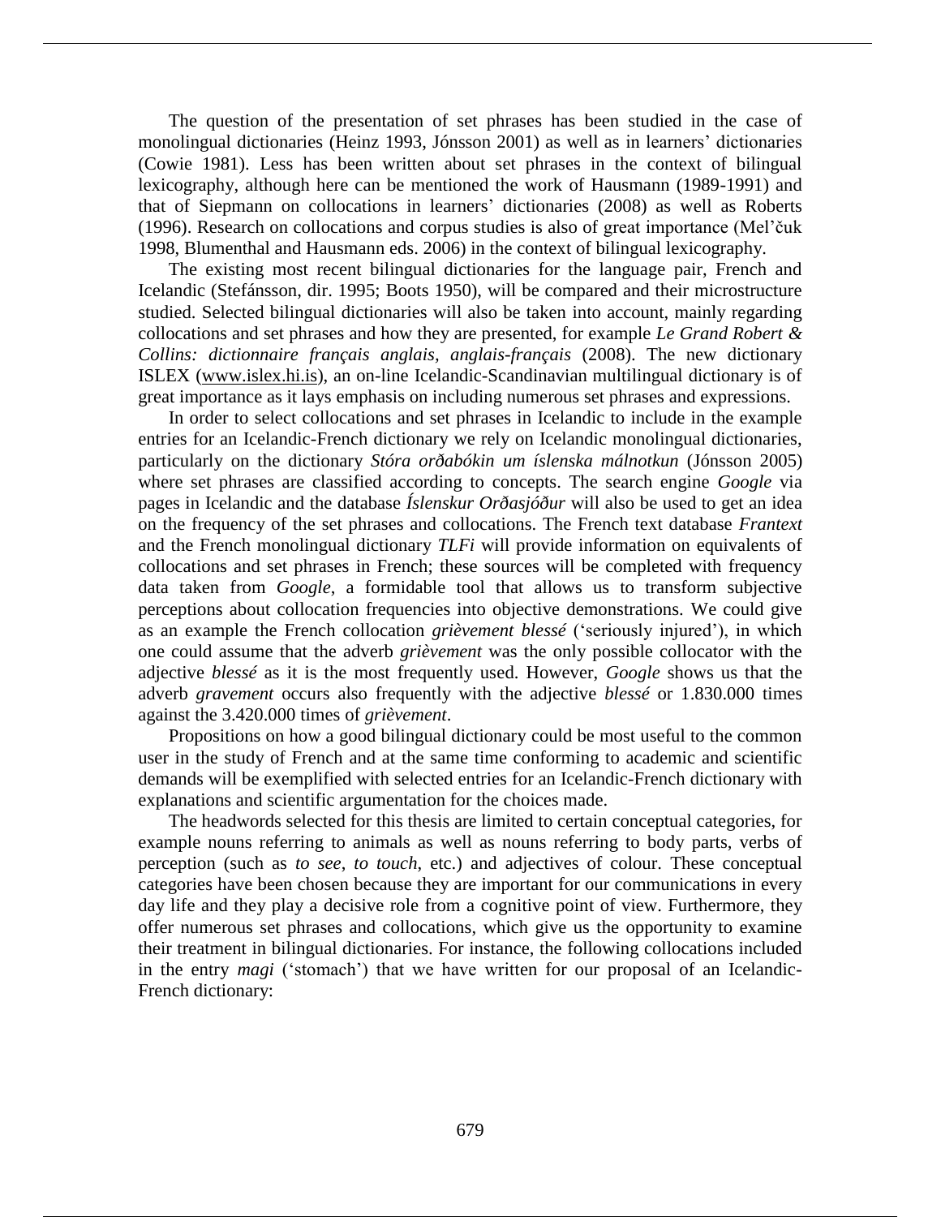The question of the presentation of set phrases has been studied in the case of monolingual dictionaries (Heinz 1993, Jónsson 2001) as well as in learners' dictionaries (Cowie 1981). Less has been written about set phrases in the context of bilingual lexicography, although here can be mentioned the work of Hausmann (1989-1991) and that of Siepmann on collocations in learners' dictionaries (2008) as well as Roberts (1996). Research on collocations and corpus studies is also of great importance (Mel'čuk 1998, Blumenthal and Hausmann eds. 2006) in the context of bilingual lexicography.

The existing most recent bilingual dictionaries for the language pair, French and Icelandic (Stefánsson, dir. 1995; Boots 1950), will be compared and their microstructure studied. Selected bilingual dictionaries will also be taken into account, mainly regarding collocations and set phrases and how they are presented, for example *Le Grand Robert & Collins: dictionnaire français anglais, anglais-français* (2008). The new dictionary ISLEX (www.islex.hi.is), an on-line Icelandic-Scandinavian multilingual dictionary is of great importance as it lays emphasis on including numerous set phrases and expressions.

In order to select collocations and set phrases in Icelandic to include in the example entries for an Icelandic-French dictionary we rely on Icelandic monolingual dictionaries, particularly on the dictionary *Stóra orðabókin um íslenska málnotkun* (Jónsson 2005) where set phrases are classified according to concepts. The search engine *Google* via pages in Icelandic and the database *Íslenskur Orðasjóður* will also be used to get an idea on the frequency of the set phrases and collocations. The French text database *Frantext* and the French monolingual dictionary *TLFi* will provide information on equivalents of collocations and set phrases in French; these sources will be completed with frequency data taken from *Google*, a formidable tool that allows us to transform subjective perceptions about collocation frequencies into objective demonstrations. We could give as an example the French collocation *grièvement blessé* ('seriously injured'), in which one could assume that the adverb *grièvement* was the only possible collocator with the adjective *blessé* as it is the most frequently used. However, *Google* shows us that the adverb *gravement* occurs also frequently with the adjective *blessé* or 1.830.000 times against the 3.420.000 times of *grièvement*.

Propositions on how a good bilingual dictionary could be most useful to the common user in the study of French and at the same time conforming to academic and scientific demands will be exemplified with selected entries for an Icelandic-French dictionary with explanations and scientific argumentation for the choices made.

The headwords selected for this thesis are limited to certain conceptual categories, for example nouns referring to animals as well as nouns referring to body parts, verbs of perception (such as *to see*, *to touch*, etc.) and adjectives of colour. These conceptual categories have been chosen because they are important for our communications in every day life and they play a decisive role from a cognitive point of view. Furthermore, they offer numerous set phrases and collocations, which give us the opportunity to examine their treatment in bilingual dictionaries. For instance, the following collocations included in the entry *magi* ('stomach') that we have written for our proposal of an Icelandic-French dictionary: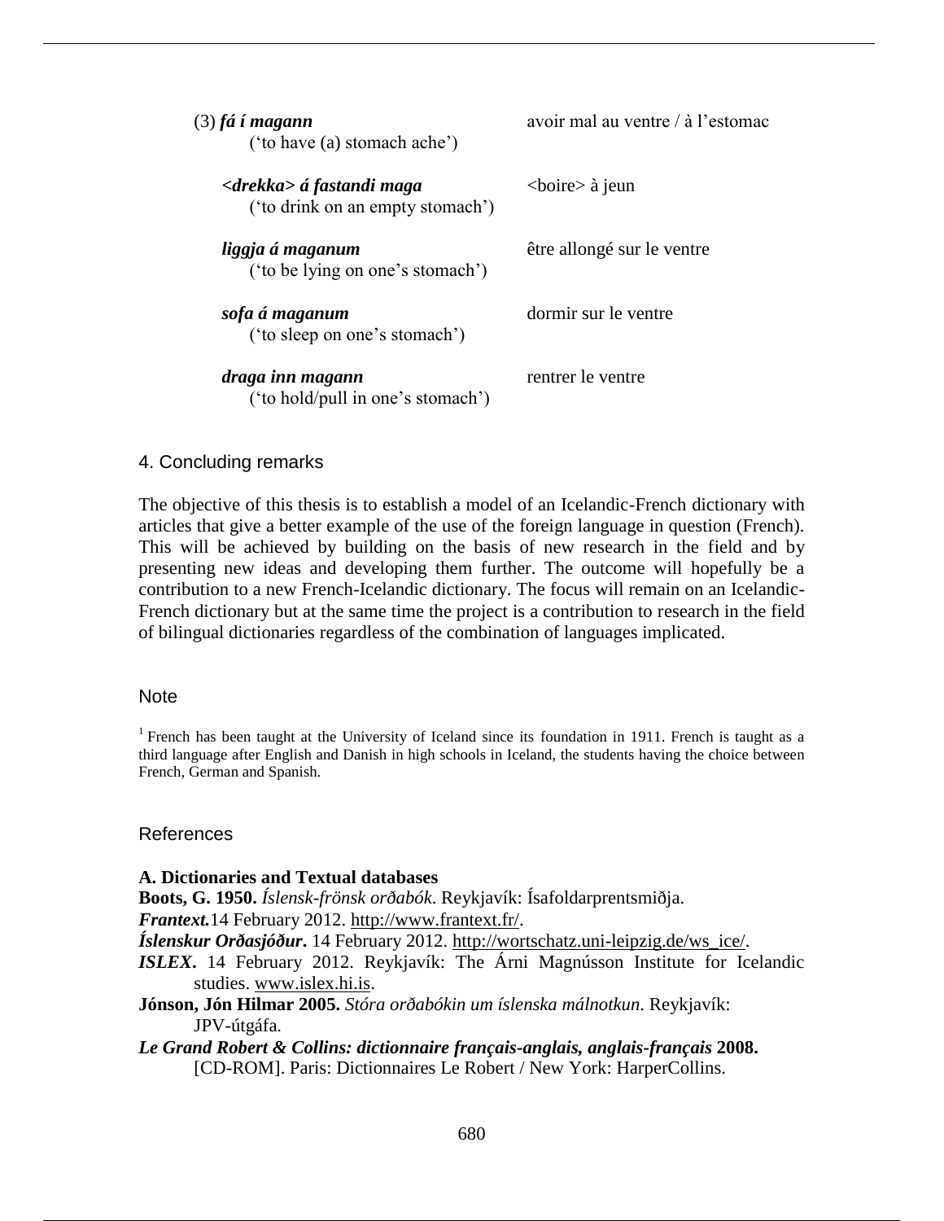(3) ***fá í magann*** avoir mal au ventre / à l'estomac  
('to have (a) stomach ache')

***<drekka> á fastandi maga*** <boire> à jeun  
('to drink on an empty stomach')

***liggja á maganum*** être allongé sur le ventre  
('to be lying on one's stomach')

***sofa á maganum*** dormir sur le ventre  
('to sleep on one's stomach')

***draga inn magann*** rentrer le ventre  
('to hold/pull in one's stomach')

## 4. Concluding remarks

The objective of this thesis is to establish a model of an Icelandic-French dictionary with articles that give a better example of the use of the foreign language in question (French). This will be achieved by building on the basis of new research in the field and by presenting new ideas and developing them further. The outcome will hopefully be a contribution to a new French-Icelandic dictionary. The focus will remain on an Icelandic-French dictionary but at the same time the project is a contribution to research in the field of bilingual dictionaries regardless of the combination of languages implicated.

## Note

[1] French has been taught at the University of Iceland since its foundation in 1911. French is taught as a third language after English and Danish in high schools in Iceland, the students having the choice between French, German and Spanish.

## References

**A. Dictionaries and Textual databases**

**Boots, G. 1950.** *Íslensk-frönsk orðabók*. Reykjavík: Ísafoldarprentsmiðja.

***Frantext.***14 February 2012. http://www.frantext.fr/.

***Íslenskur Orðasjóður*.** 14 February 2012. http://wortschatz.uni-leipzig.de/ws_ice/.

***ISLEX*.** 14 February 2012. Reykjavík: The Árni Magnússon Institute for Icelandic studies. www.islex.hi.is.

**Jónson, Jón Hilmar 2005.** *Stóra orðabókin um íslenska málnotkun*. Reykjavík: JPV-útgáfa.

***Le Grand Robert & Collins: dictionnaire français-anglais, anglais-français* 2008.** [CD-ROM]. Paris: Dictionnaires Le Robert / New York: HarperCollins.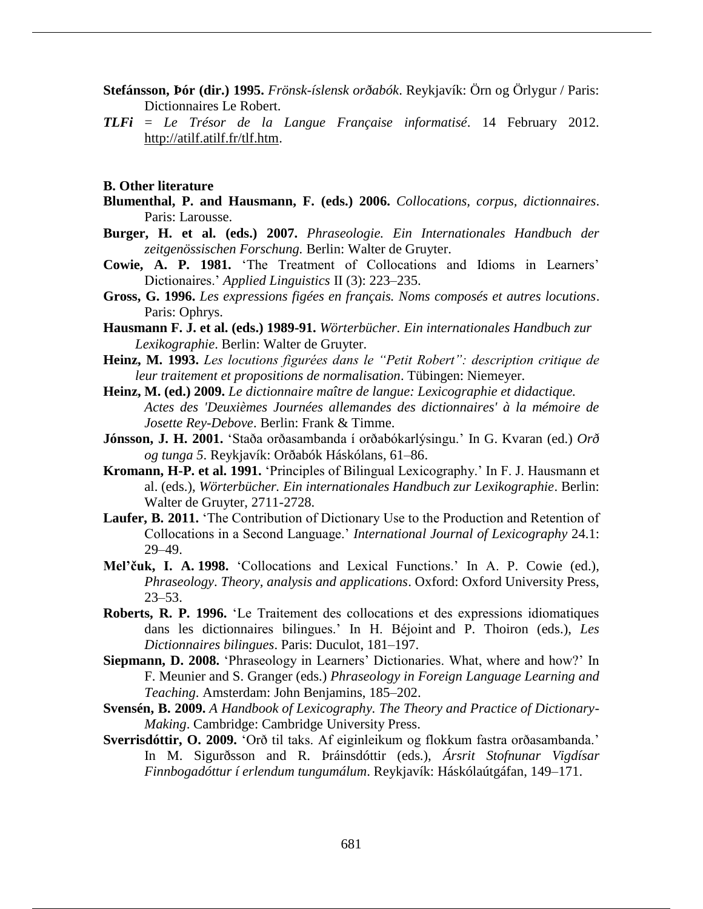**Stefánsson, Þór (dir.) 1995.** *Frönsk-íslensk orðabók*. Reykjavík: Örn og Örlygur / Paris: Dictionnaires Le Robert.

***TLFi*** = *Le Trésor de la Langue Française informatisé*. 14 February 2012. http://atilf.atilf.fr/tlf.htm.

**B. Other literature**

**Blumenthal, P. and Hausmann, F. (eds.) 2006.** *Collocations, corpus, dictionnaires*. Paris: Larousse.

**Burger, H. et al. (eds.) 2007.** *Phraseologie. Ein Internationales Handbuch der zeitgenössischen Forschung.* Berlin: Walter de Gruyter.

**Cowie, A. P. 1981.** 'The Treatment of Collocations and Idioms in Learners' Dictionaires.' *Applied Linguistics* II (3): 223–235.

**Gross, G. 1996.** *Les expressions figées en français. Noms composés et autres locutions*. Paris: Ophrys.

**Hausmann F. J. et al. (eds.) 1989-91.** *Wörterbücher. Ein internationales Handbuch zur Lexikographie*. Berlin: Walter de Gruyter.

**Heinz, M. 1993.** *Les locutions figurées dans le "Petit Robert": description critique de leur traitement et propositions de normalisation*. Tübingen: Niemeyer.

**Heinz, M. (ed.) 2009.** *Le dictionnaire maître de langue: Lexicographie et didactique. Actes des 'Deuxièmes Journées allemandes des dictionnaires' à la mémoire de Josette Rey-Debove*. Berlin: Frank & Timme.

**Jónsson, J. H. 2001.** 'Staða orðasambanda í orðabókarlýsingu.' In G. Kvaran (ed.) *Orð og tunga 5*. Reykjavík: Orðabók Háskólans, 61–86.

**Kromann, H-P. et al. 1991.** 'Principles of Bilingual Lexicography.' In F. J. Hausmann et al. (eds.), *Wörterbücher. Ein internationales Handbuch zur Lexikographie*. Berlin: Walter de Gruyter, 2711-2728.

**Laufer, B. 2011.** 'The Contribution of Dictionary Use to the Production and Retention of Collocations in a Second Language.' *International Journal of Lexicography* 24.1: 29–49.

**Mel'čuk, I. A. 1998.** 'Collocations and Lexical Functions.' In A. P. Cowie (ed.), *Phraseology*. *Theory, analysis and applications*. Oxford: Oxford University Press, 23–53.

**Roberts, R. P. 1996.** 'Le Traitement des collocations et des expressions idiomatiques dans les dictionnaires bilingues.' In H. Béjoint and P. Thoiron (eds.), *Les Dictionnaires bilingues*. Paris: Duculot, 181–197.

**Siepmann, D. 2008.** 'Phraseology in Learners' Dictionaries. What, where and how?' In F. Meunier and S. Granger (eds.) *Phraseology in Foreign Language Learning and Teaching*. Amsterdam: John Benjamins, 185–202.

**Svensén, B. 2009.** *A Handbook of Lexicography. The Theory and Practice of Dictionary-Making*. Cambridge: Cambridge University Press.

**Sverrisdóttir, O. 2009.** 'Orð til taks. Af eiginleikum og flokkum fastra orðasambanda.' In M. Sigurðsson and R. Þráinsdóttir (eds.), *Ársrit Stofnunar Vigdísar Finnbogadóttur í erlendum tungumálum*. Reykjavík: Háskólaútgáfan, 149–171.